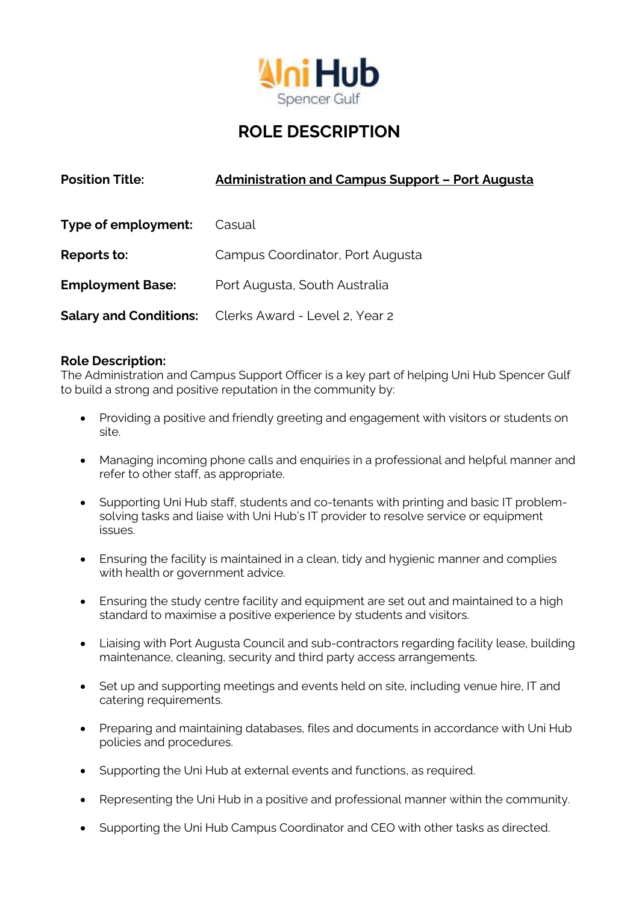Uni Hub
Spencer Gulf

# ROLE DESCRIPTION

**Position Title:** **Administration and Campus Support – Port Augusta**

**Type of employment:** Casual

**Reports to:** Campus Coordinator, Port Augusta

**Employment Base:** Port Augusta, South Australia

**Salary and Conditions:** Clerks Award - Level 2, Year 2

**Role Description:**
The Administration and Campus Support Officer is a key part of helping Uni Hub Spencer Gulf to build a strong and positive reputation in the community by:

- Providing a positive and friendly greeting and engagement with visitors or students on site.
- Managing incoming phone calls and enquiries in a professional and helpful manner and refer to other staff, as appropriate.
- Supporting Uni Hub staff, students and co-tenants with printing and basic IT problem-solving tasks and liaise with Uni Hub's IT provider to resolve service or equipment issues.
- Ensuring the facility is maintained in a clean, tidy and hygienic manner and complies with health or government advice.
- Ensuring the study centre facility and equipment are set out and maintained to a high standard to maximise a positive experience by students and visitors.
- Liaising with Port Augusta Council and sub-contractors regarding facility lease, building maintenance, cleaning, security and third party access arrangements.
- Set up and supporting meetings and events held on site, including venue hire, IT and catering requirements.
- Preparing and maintaining databases, files and documents in accordance with Uni Hub policies and procedures.
- Supporting the Uni Hub at external events and functions, as required.
- Representing the Uni Hub in a positive and professional manner within the community.
- Supporting the Uni Hub Campus Coordinator and CEO with other tasks as directed.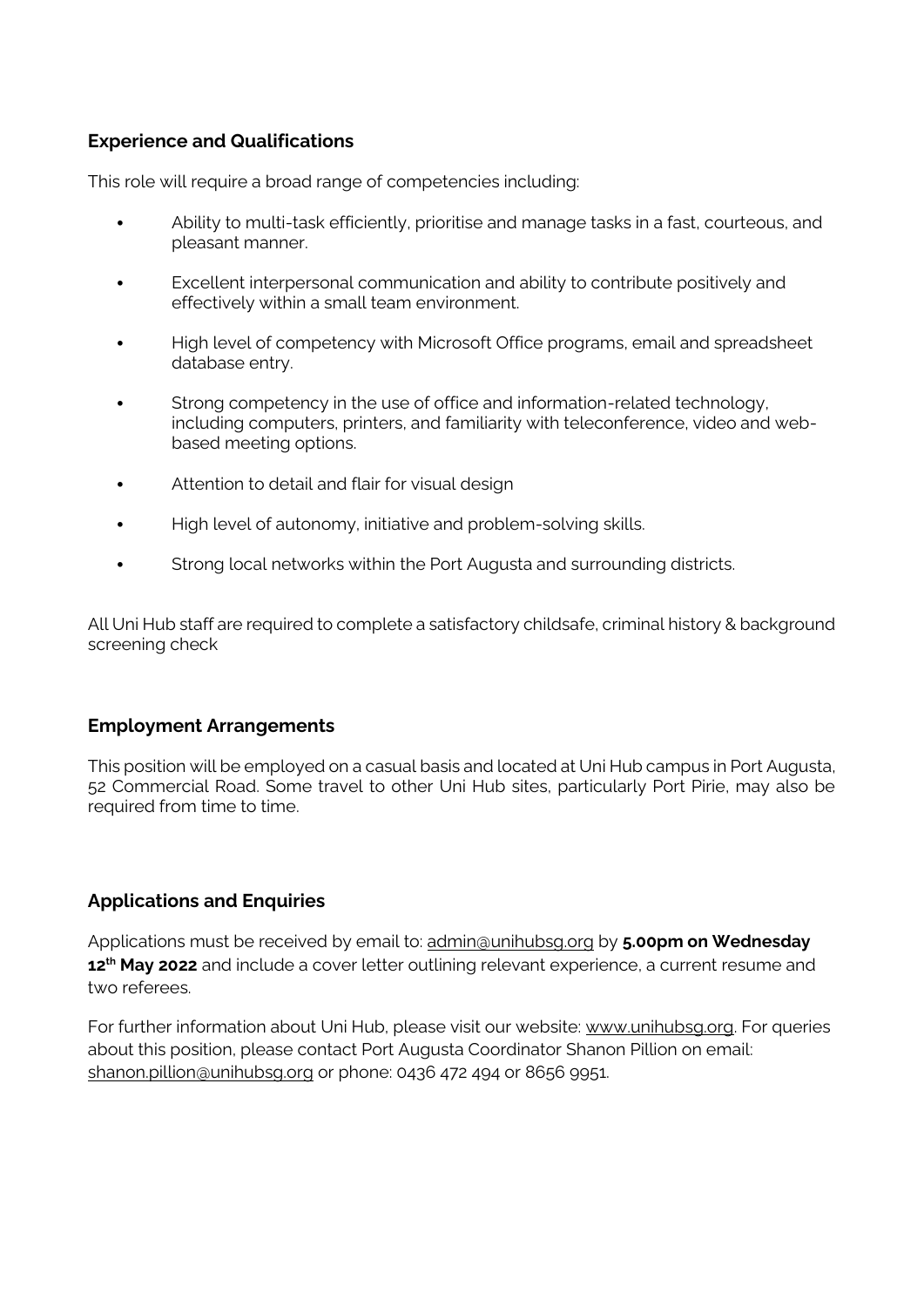## Experience and Qualifications

This role will require a broad range of competencies including:

- Ability to multi-task efficiently, prioritise and manage tasks in a fast, courteous, and pleasant manner.
- Excellent interpersonal communication and ability to contribute positively and effectively within a small team environment.
- High level of competency with Microsoft Office programs, email and spreadsheet database entry.
- Strong competency in the use of office and information-related technology, including computers, printers, and familiarity with teleconference, video and web-based meeting options.
- Attention to detail and flair for visual design
- High level of autonomy, initiative and problem-solving skills.
- Strong local networks within the Port Augusta and surrounding districts.

All Uni Hub staff are required to complete a satisfactory childsafe, criminal history & background screening check

## Employment Arrangements

This position will be employed on a casual basis and located at Uni Hub campus in Port Augusta, 52 Commercial Road. Some travel to other Uni Hub sites, particularly Port Pirie, may also be required from time to time.

## Applications and Enquiries

Applications must be received by email to: admin@unihubsg.org by **5.00pm on Wednesday 12th May 2022** and include a cover letter outlining relevant experience, a current resume and two referees.

For further information about Uni Hub, please visit our website: www.unihubsg.org. For queries about this position, please contact Port Augusta Coordinator Shanon Pillion on email: shanon.pillion@unihubsg.org or phone: 0436 472 494 or 8656 9951.